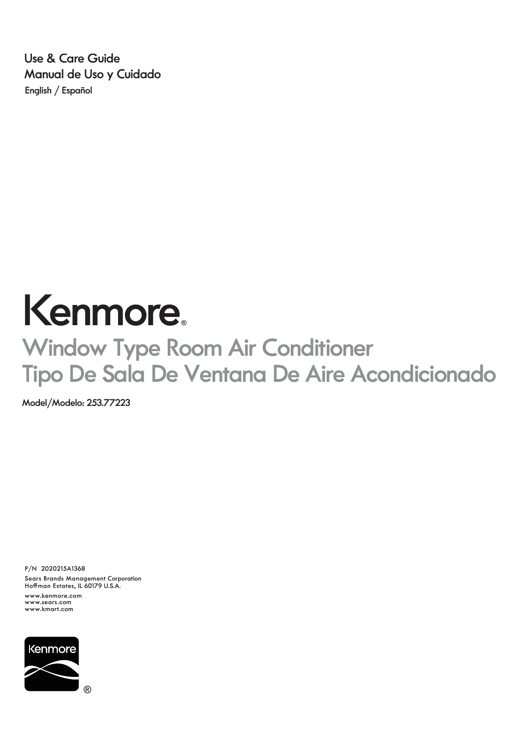Use & Care Guide
Manual de Uso y Cuidado
English / Español

# Kenmore®

## Window Type Room Air Conditioner
## Tipo De Sala De Ventana De Aire Acondicionado

Model/Modelo: 253.77223

P/N 2020215A1368

Sears Brands Management Corporation
Hoffman Estates, IL 60179 U.S.A.

www.kenmore.com
www.sears.com
www.kmart.com

Kenmore®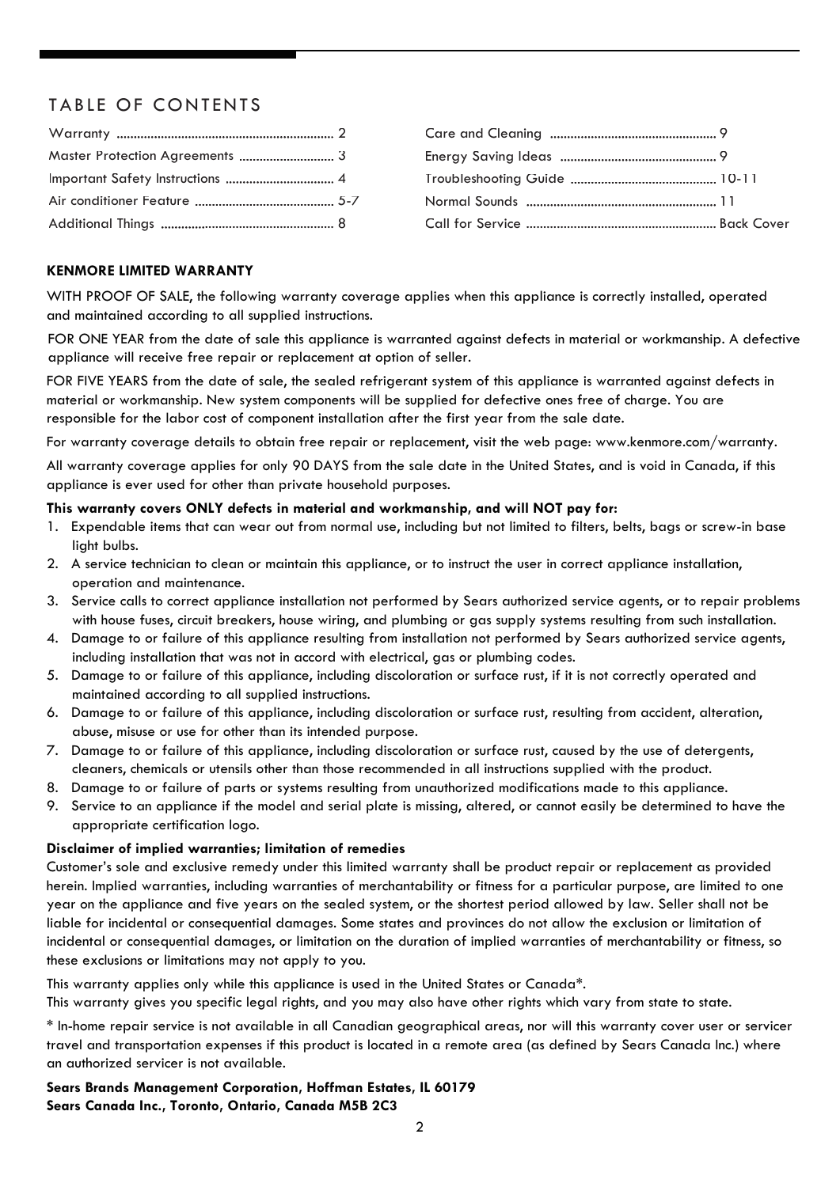# TABLE OF CONTENTS

| | |
|---|---|
| Warranty | 2 |
| Master Protection Agreements | 3 |
| Important Safety Instructions | 4 |
| Air conditioner Feature | 5-7 |
| Additional Things | 8 |
| Care and Cleaning | 9 |
| Energy Saving Ideas | 9 |
| Troubleshooting Guide | 10-11 |
| Normal Sounds | 11 |
| Call for Service | Back Cover |

**KENMORE LIMITED WARRANTY**

WITH PROOF OF SALE, the following warranty coverage applies when this appliance is correctly installed, operated and maintained according to all supplied instructions.

FOR ONE YEAR from the date of sale this appliance is warranted against defects in material or workmanship. A defective appliance will receive free repair or replacement at option of seller.

FOR FIVE YEARS from the date of sale, the sealed refrigerant system of this appliance is warranted against defects in material or workmanship. New system components will be supplied for defective ones free of charge. You are responsible for the labor cost of component installation after the first year from the sale date.

For warranty coverage details to obtain free repair or replacement, visit the web page: www.kenmore.com/warranty.

All warranty coverage applies for only 90 DAYS from the sale date in the United States, and is void in Canada, if this appliance is ever used for other than private household purposes.

**This warranty covers ONLY defects in material and workmanship, and will NOT pay for:**

1. Expendable items that can wear out from normal use, including but not limited to filters, belts, bags or screw-in base light bulbs.
2. A service technician to clean or maintain this appliance, or to instruct the user in correct appliance installation, operation and maintenance.
3. Service calls to correct appliance installation not performed by Sears authorized service agents, or to repair problems with house fuses, circuit breakers, house wiring, and plumbing or gas supply systems resulting from such installation.
4. Damage to or failure of this appliance resulting from installation not performed by Sears authorized service agents, including installation that was not in accord with electrical, gas or plumbing codes.
5. Damage to or failure of this appliance, including discoloration or surface rust, if it is not correctly operated and maintained according to all supplied instructions.
6. Damage to or failure of this appliance, including discoloration or surface rust, resulting from accident, alteration, abuse, misuse or use for other than its intended purpose.
7. Damage to or failure of this appliance, including discoloration or surface rust, caused by the use of detergents, cleaners, chemicals or utensils other than those recommended in all instructions supplied with the product.
8. Damage to or failure of parts or systems resulting from unauthorized modifications made to this appliance.
9. Service to an appliance if the model and serial plate is missing, altered, or cannot easily be determined to have the appropriate certification logo.

**Disclaimer of implied warranties; limitation of remedies**

Customer's sole and exclusive remedy under this limited warranty shall be product repair or replacement as provided herein. Implied warranties, including warranties of merchantability or fitness for a particular purpose, are limited to one year on the appliance and five years on the sealed system, or the shortest period allowed by law. Seller shall not be liable for incidental or consequential damages. Some states and provinces do not allow the exclusion or limitation of incidental or consequential damages, or limitation on the duration of implied warranties of merchantability or fitness, so these exclusions or limitations may not apply to you.

This warranty applies only while this appliance is used in the United States or Canada*.
This warranty gives you specific legal rights, and you may also have other rights which vary from state to state.

* In-home repair service is not available in all Canadian geographical areas, nor will this warranty cover user or servicer travel and transportation expenses if this product is located in a remote area (as defined by Sears Canada Inc.) where an authorized servicer is not available.

**Sears Brands Management Corporation, Hoffman Estates, IL 60179**
**Sears Canada Inc., Toronto, Ontario, Canada M5B 2C3**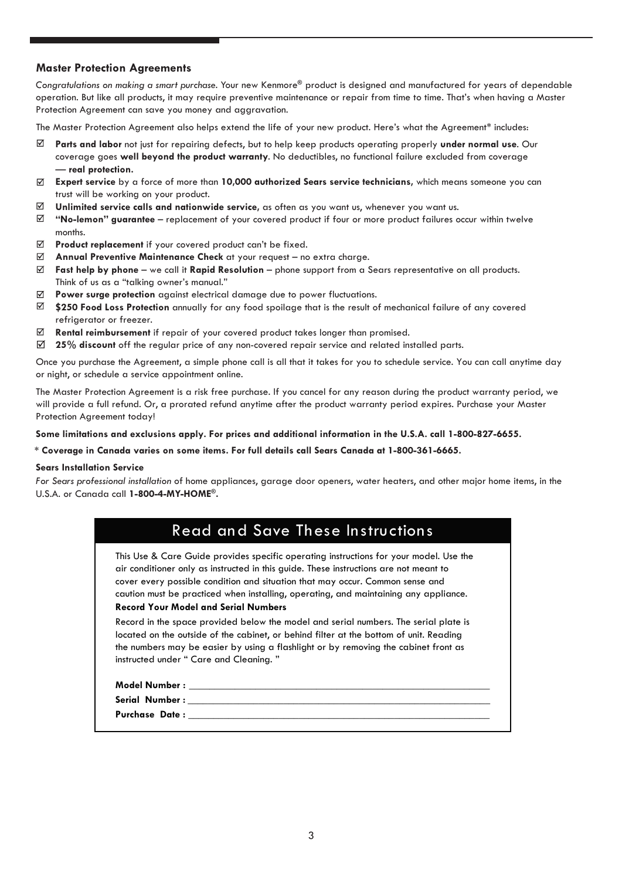## Master Protection Agreements

*Congratulations on making a smart purchase.* Your new Kenmore® product is designed and manufactured for years of dependable operation. But like all products, it may require preventive maintenance or repair from time to time. That's when having a Master Protection Agreement can save you money and aggravation.

The Master Protection Agreement also helps extend the life of your new product. Here's what the Agreement* includes:

- ☑ **Parts and labor** not just for repairing defects, but to help keep products operating properly **under normal use**. Our coverage goes **well beyond the product warranty**. No deductibles, no functional failure excluded from coverage **— real protection.**
- ☑ **Expert service** by a force of more than **10,000 authorized Sears service technicians,** which means someone you can trust will be working on your product.
- ☑ **Unlimited service calls and nationwide service,** as often as you want us, whenever you want us.
- ☑ **"No-lemon" guarantee** – replacement of your covered product if four or more product failures occur within twelve months.
- ☑ **Product replacement** if your covered product can't be fixed.
- ☑ **Annual Preventive Maintenance Check** at your request – no extra charge.
- ☑ **Fast help by phone** – we call it **Rapid Resolution** – phone support from a Sears representative on all products. Think of us as a "talking owner's manual."
- ☑ **Power surge protection** against electrical damage due to power fluctuations.
- ☑ **$250 Food Loss Protection** annually for any food spoilage that is the result of mechanical failure of any covered refrigerator or freezer.
- ☑ **Rental reimbursement** if repair of your covered product takes longer than promised.
- ☑ **25% discount** off the regular price of any non-covered repair service and related installed parts.

Once you purchase the Agreement, a simple phone call is all that it takes for you to schedule service. You can call anytime day or night, or schedule a service appointment online.

The Master Protection Agreement is a risk free purchase. If you cancel for any reason during the product warranty period, we will provide a full refund. Or, a prorated refund anytime after the product warranty period expires. Purchase your Master Protection Agreement today!

**Some limitations and exclusions apply. For prices and additional information in the U.S.A. call 1-800-827-6655.**

\* **Coverage in Canada varies on some items. For full details call Sears Canada at 1-800-361-6665.**

**Sears Installation Service**

*For Sears professional installation* of home appliances, garage door openers, water heaters, and other major home items, in the U.S.A. or Canada call **1-800-4-MY-HOME®.**

## Read and Save These Instructions

This Use & Care Guide provides specific operating instructions for your model. Use the air conditioner only as instructed in this guide. These instructions are not meant to cover every possible condition and situation that may occur. Common sense and caution must be practiced when installing, operating, and maintaining any appliance.

**Record Your Model and Serial Numbers**

Record in the space provided below the model and serial numbers. The serial plate is located on the outside of the cabinet, or behind filter at the bottom of unit. Reading the numbers may be easier by using a flashlight or by removing the cabinet front as instructed under " Care and Cleaning. "

**Model Number :** ____________________________________________

**Serial Number :** ____________________________________________

**Purchase Date :** ____________________________________________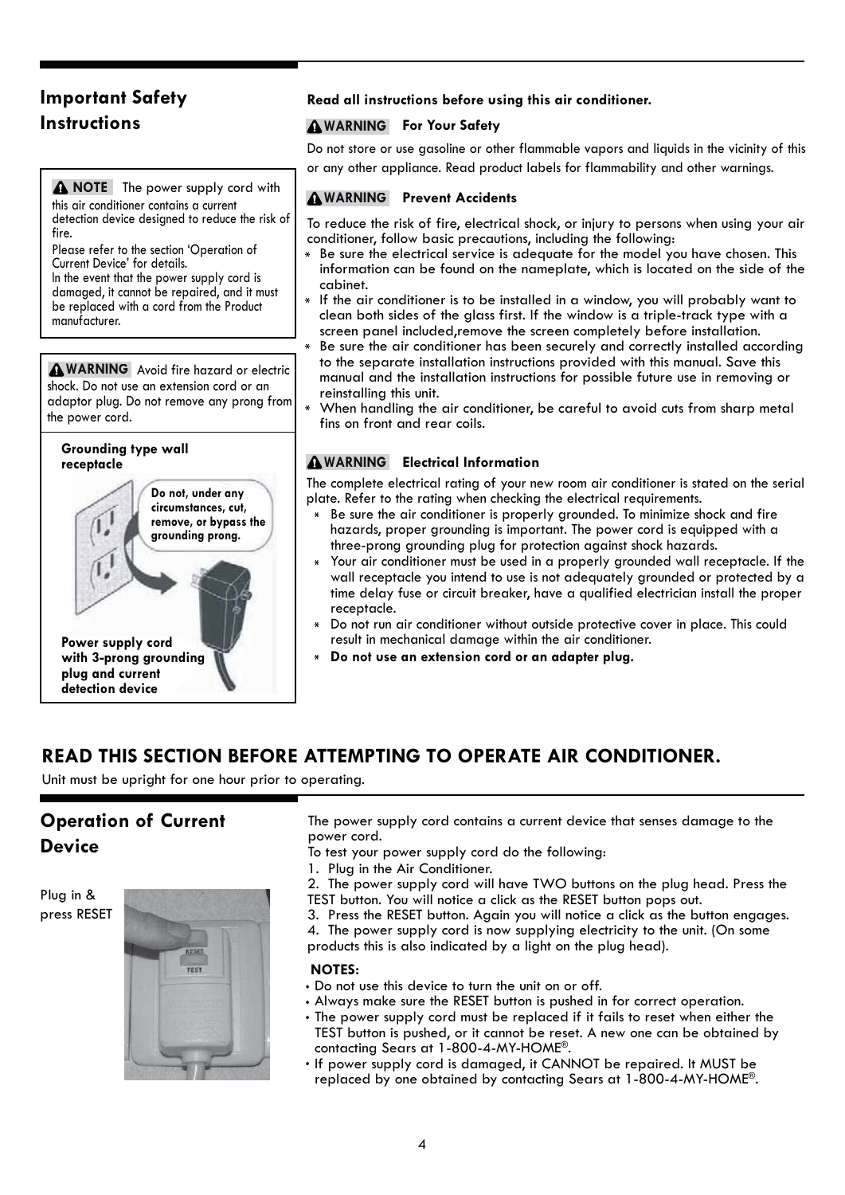## Important Safety Instructions

**NOTE** The power supply cord with this air conditioner contains a current detection device designed to reduce the risk of fire.
Please refer to the section 'Operation of Current Device' for details.
In the event that the power supply cord is damaged, it cannot be repaired, and it must be replaced with a cord from the Product manufacturer.

**WARNING** Avoid fire hazard or electric shock. Do not use an extension cord or an adaptor plug. Do not remove any prong from the power cord.

**Grounding type wall receptacle**

**Do not, under any circumstances, cut, remove, or bypass the grounding prong.**

**Power supply cord with 3-prong grounding plug and current detection device**

**Read all instructions before using this air conditioner.**

**WARNING For Your Safety**

Do not store or use gasoline or other flammable vapors and liquids in the vicinity of this or any other appliance. Read product labels for flammability and other warnings.

**WARNING Prevent Accidents**

To reduce the risk of fire, electrical shock, or injury to persons when using your air conditioner, follow basic precautions, including the following:

* Be sure the electrical service is adequate for the model you have chosen. This information can be found on the nameplate, which is located on the side of the cabinet.
* If the air conditioner is to be installed in a window, you will probably want to clean both sides of the glass first. If the window is a triple-track type with a screen panel included,remove the screen completely before installation.
* Be sure the air conditioner has been securely and correctly installed according to the separate installation instructions provided with this manual. Save this manual and the installation instructions for possible future use in removing or reinstalling this unit.
* When handling the air conditioner, be careful to avoid cuts from sharp metal fins on front and rear coils.

**WARNING Electrical Information**

The complete electrical rating of your new room air conditioner is stated on the serial plate. Refer to the rating when checking the electrical requirements.

* Be sure the air conditioner is properly grounded. To minimize shock and fire hazards, proper grounding is important. The power cord is equipped with a three-prong grounding plug for protection against shock hazards.
* Your air conditioner must be used in a properly grounded wall receptacle. If the wall receptacle you intend to use is not adequately grounded or protected by a time delay fuse or circuit breaker, have a qualified electrician install the proper receptacle.
* Do not run air conditioner without outside protective cover in place. This could result in mechanical damage within the air conditioner.
* **Do not use an extension cord or an adapter plug.**

## READ THIS SECTION BEFORE ATTEMPTING TO OPERATE AIR CONDITIONER.

Unit must be upright for one hour prior to operating.

## Operation of Current Device

Plug in & press RESET

The power supply cord contains a current device that senses damage to the power cord.
To test your power supply cord do the following:

1. Plug in the Air Conditioner.
2. The power supply cord will have TWO buttons on the plug head. Press the TEST button. You will notice a click as the RESET button pops out.
3. Press the RESET button. Again you will notice a click as the button engages.
4. The power supply cord is now supplying electricity to the unit. (On some products this is also indicated by a light on the plug head).

**NOTES:**

- Do not use this device to turn the unit on or off.
- Always make sure the RESET button is pushed in for correct operation.
- The power supply cord must be replaced if it fails to reset when either the TEST button is pushed, or it cannot be reset. A new one can be obtained by contacting Sears at 1-800-4-MY-HOME®.
- If power supply cord is damaged, it CANNOT be repaired. It MUST be replaced by one obtained by contacting Sears at 1-800-4-MY-HOME®.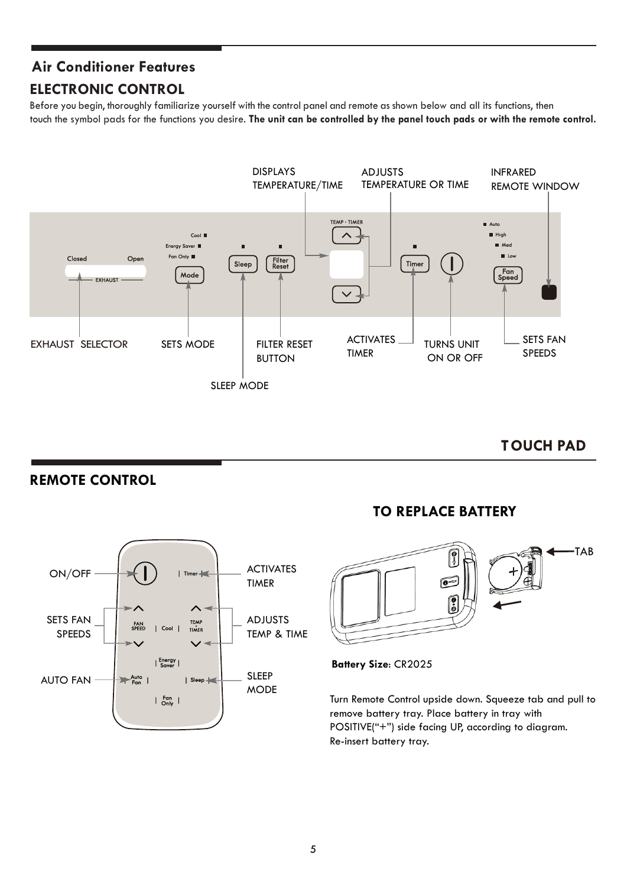## Air Conditioner Features

### ELECTRONIC CONTROL

Before you begin, thoroughly familiarize yourself with the control panel and remote as shown below and all its functions, then touch the symbol pads for the functions you desire. **The unit can be controlled by the panel touch pads or with the remote control.**

DISPLAYS TEMPERATURE/TIME

ADJUSTS TEMPERATURE OR TIME

INFRARED REMOTE WINDOW

EXHAUST SELECTOR

SETS MODE

FILTER RESET BUTTON

SLEEP MODE

ACTIVATES TIMER

TURNS UNIT ON OR OFF

SETS FAN SPEEDS

**TOUCH PAD**

### REMOTE CONTROL

ON/OFF

SETS FAN SPEEDS

AUTO FAN

ACTIVATES TIMER

ADJUSTS TEMP & TIME

SLEEP MODE

### TO REPLACE BATTERY

TAB

**Battery Size**: CR2025

Turn Remote Control upside down. Squeeze tab and pull to remove battery tray. Place battery in tray with POSITIVE("+") side facing UP, according to diagram. Re-insert battery tray.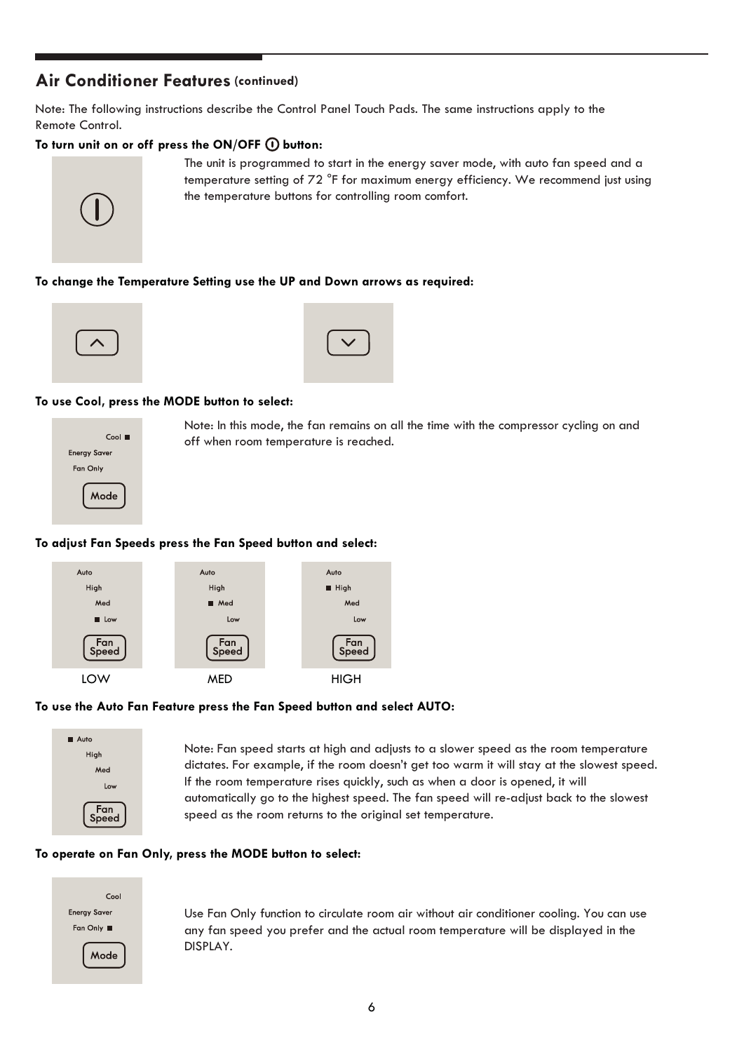## Air Conditioner Features (continued)

Note: The following instructions describe the Control Panel Touch Pads. The same instructions apply to the Remote Control.

**To turn unit on or off press the ON/OFF button:**

The unit is programmed to start in the energy saver mode, with auto fan speed and a temperature setting of 72 °F for maximum energy efficiency. We recommend just using the temperature buttons for controlling room comfort.

**To change the Temperature Setting use the UP and Down arrows as required:**

**To use Cool, press the MODE button to select:**

Cool ■
Energy Saver
Fan Only
Mode

Note: In this mode, the fan remains on all the time with the compressor cycling on and off when room temperature is reached.

**To adjust Fan Speeds press the Fan Speed button and select:**

| LOW | MED | HIGH |
|---|---|---|
| Auto / High / Med / ■ Low / Fan Speed | Auto / High / ■ Med / Low / Fan Speed | Auto / ■ High / Med / Low / Fan Speed |

**To use the Auto Fan Feature press the Fan Speed button and select AUTO:**

■ Auto
High
Med
Low
Fan Speed

Note: Fan speed starts at high and adjusts to a slower speed as the room temperature dictates. For example, if the room doesn't get too warm it will stay at the slowest speed. If the room temperature rises quickly, such as when a door is opened, it will automatically go to the highest speed. The fan speed will re-adjust back to the slowest speed as the room returns to the original set temperature.

**To operate on Fan Only, press the MODE button to select:**

Cool
Energy Saver
Fan Only ■
Mode

Use Fan Only function to circulate room air without air conditioner cooling. You can use any fan speed you prefer and the actual room temperature will be displayed in the DISPLAY.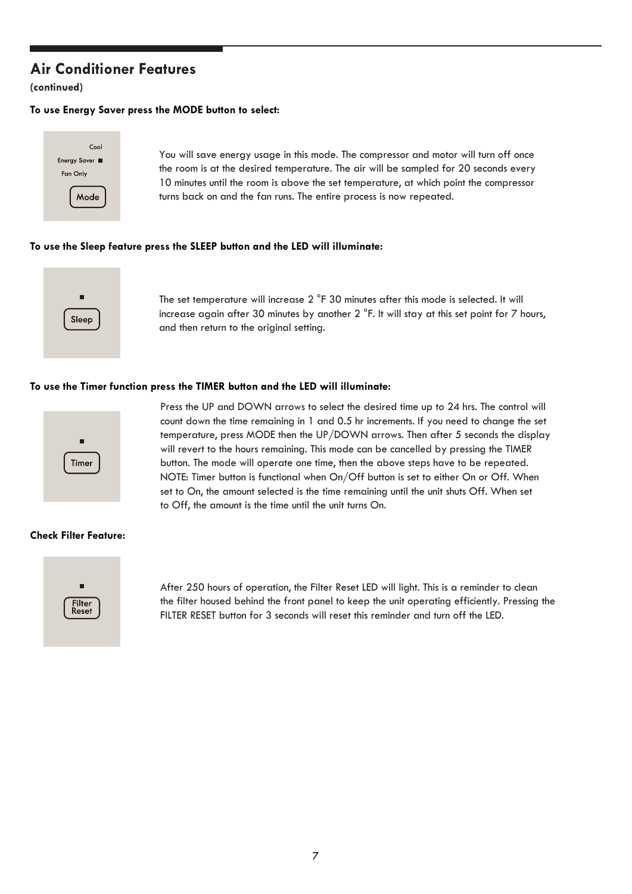## Air Conditioner Features

**(continued)**

**To use Energy Saver press the MODE button to select:**

Cool
Energy Saver
Fan Only
Mode

You will save energy usage in this mode. The compressor and motor will turn off once the room is at the desired temperature. The air will be sampled for 20 seconds every 10 minutes until the room is above the set temperature, at which point the compressor turns back on and the fan runs. The entire process is now repeated.

**To use the Sleep feature press the SLEEP button and the LED will illuminate:**

Sleep

The set temperature will increase 2 °F 30 minutes after this mode is selected. It will increase again after 30 minutes by another 2 °F. It will stay at this set point for 7 hours, and then return to the original setting.

**To use the Timer function press the TIMER button and the LED will illuminate:**

Timer

Press the UP and DOWN arrows to select the desired time up to 24 hrs. The control will count down the time remaining in 1 and 0.5 hr increments. If you need to change the set temperature, press MODE then the UP/DOWN arrows. Then after 5 seconds the display will revert to the hours remaining. This mode can be cancelled by pressing the TIMER button. The mode will operate one time, then the above steps have to be repeated. NOTE: Timer button is functional when On/Off button is set to either On or Off. When set to On, the amount selected is the time remaining until the unit shuts Off. When set to Off, the amount is the time until the unit turns On.

**Check Filter Feature:**

Filter Reset

After 250 hours of operation, the Filter Reset LED will light. This is a reminder to clean the filter housed behind the front panel to keep the unit operating efficiently. Pressing the FILTER RESET button for 3 seconds will reset this reminder and turn off the LED.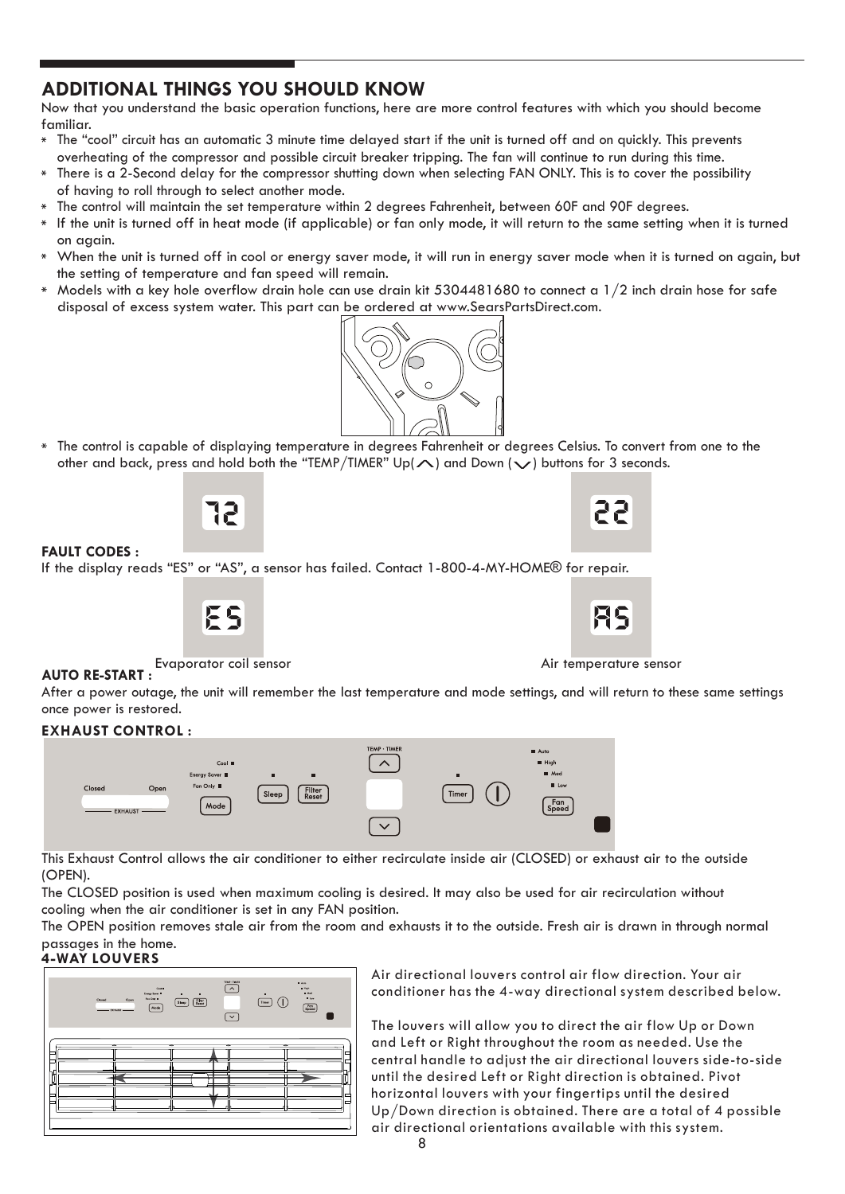## ADDITIONAL THINGS YOU SHOULD KNOW

Now that you understand the basic operation functions, here are more control features with which you should become familiar.

* The "cool" circuit has an automatic 3 minute time delayed start if the unit is turned off and on quickly. This prevents overheating of the compressor and possible circuit breaker tripping. The fan will continue to run during this time.
* There is a 2-Second delay for the compressor shutting down when selecting FAN ONLY. This is to cover the possibility of having to roll through to select another mode.
* The control will maintain the set temperature within 2 degrees Fahrenheit, between 60F and 90F degrees.
* If the unit is turned off in heat mode (if applicable) or fan only mode, it will return to the same setting when it is turned on again.
* When the unit is turned off in cool or energy saver mode, it will run in energy saver mode when it is turned on again, but the setting of temperature and fan speed will remain.
* Models with a key hole overflow drain hole can use drain kit 5304481680 to connect a 1/2 inch drain hose for safe disposal of excess system water. This part can be ordered at www.SearsPartsDirect.com.
* The control is capable of displaying temperature in degrees Fahrenheit or degrees Celsius. To convert from one to the other and back, press and hold both the "TEMP/TIMER" Up( ) and Down ( ) buttons for 3 seconds.

72 22

**FAULT CODES :**

If the display reads "ES" or "AS", a sensor has failed. Contact 1-800-4-MY-HOME® for repair.

ES — Evaporator coil sensor

AS — Air temperature sensor

**AUTO RE-START :**

After a power outage, the unit will remember the last temperature and mode settings, and will return to these same settings once power is restored.

**EXHAUST CONTROL :**

This Exhaust Control allows the air conditioner to either recirculate inside air (CLOSED) or exhaust air to the outside (OPEN).

The CLOSED position is used when maximum cooling is desired. It may also be used for air recirculation without cooling when the air conditioner is set in any FAN position.

The OPEN position removes stale air from the room and exhausts it to the outside. Fresh air is drawn in through normal passages in the home.

**4-WAY LOUVERS**

Air directional louvers control air flow direction. Your air conditioner has the 4-way directional system described below.

The louvers will allow you to direct the air flow Up or Down and Left or Right throughout the room as needed. Use the central handle to adjust the air directional louvers side-to-side until the desired Left or Right direction is obtained. Pivot horizontal louvers with your fingertips until the desired Up/Down direction is obtained. There are a total of 4 possible air directional orientations available with this system.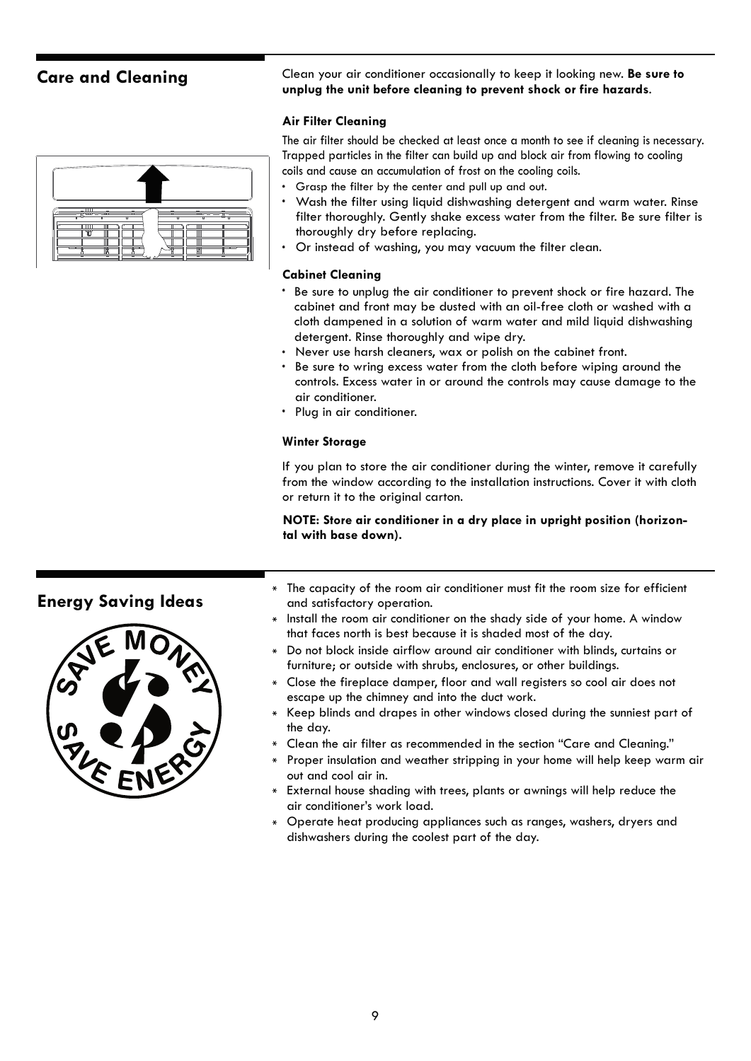## Care and Cleaning

Clean your air conditioner occasionally to keep it looking new. **Be sure to unplug the unit before cleaning to prevent shock or fire hazards**.

### Air Filter Cleaning

The air filter should be checked at least once a month to see if cleaning is necessary. Trapped particles in the filter can build up and block air from flowing to cooling coils and cause an accumulation of frost on the cooling coils.

- Grasp the filter by the center and pull up and out.
- Wash the filter using liquid dishwashing detergent and warm water. Rinse filter thoroughly. Gently shake excess water from the filter. Be sure filter is thoroughly dry before replacing.
- Or instead of washing, you may vacuum the filter clean.

### Cabinet Cleaning

- Be sure to unplug the air conditioner to prevent shock or fire hazard. The cabinet and front may be dusted with an oil-free cloth or washed with a cloth dampened in a solution of warm water and mild liquid dishwashing detergent. Rinse thoroughly and wipe dry.
- Never use harsh cleaners, wax or polish on the cabinet front.
- Be sure to wring excess water from the cloth before wiping around the controls. Excess water in or around the controls may cause damage to the air conditioner.
- Plug in air conditioner.

### Winter Storage

If you plan to store the air conditioner during the winter, remove it carefully from the window according to the installation instructions. Cover it with cloth or return it to the original carton.

**NOTE: Store air conditioner in a dry place in upright position (horizontal with base down).**

## Energy Saving Ideas

SAVE MONEY SAVE ENERGY

- The capacity of the room air conditioner must fit the room size for efficient and satisfactory operation.
- Install the room air conditioner on the shady side of your home. A window that faces north is best because it is shaded most of the day.
- Do not block inside airflow around air conditioner with blinds, curtains or furniture; or outside with shrubs, enclosures, or other buildings.
- Close the fireplace damper, floor and wall registers so cool air does not escape up the chimney and into the duct work.
- Keep blinds and drapes in other windows closed during the sunniest part of the day.
- Clean the air filter as recommended in the section "Care and Cleaning."
- Proper insulation and weather stripping in your home will help keep warm air out and cool air in.
- External house shading with trees, plants or awnings will help reduce the air conditioner's work load.
- Operate heat producing appliances such as ranges, washers, dryers and dishwashers during the coolest part of the day.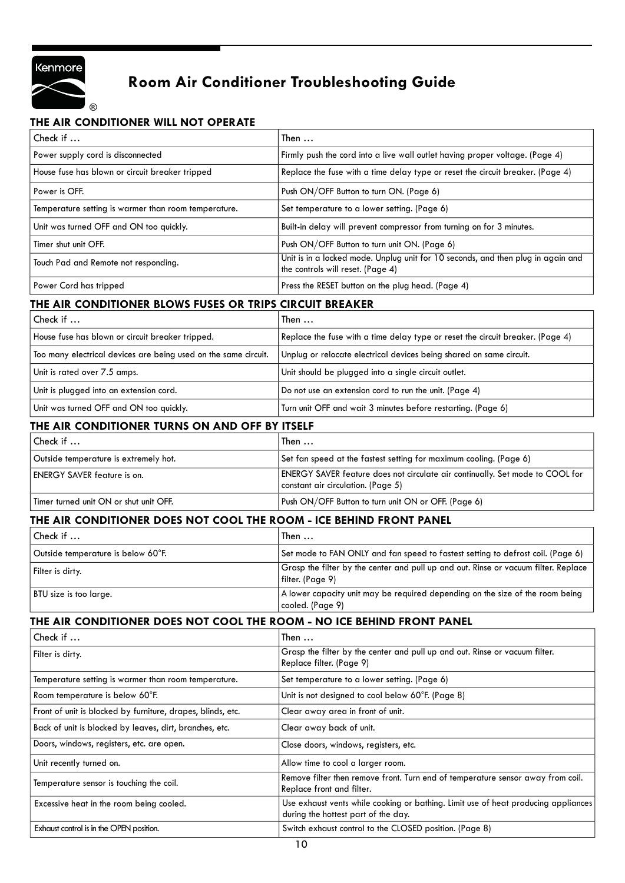# Room Air Conditioner Troubleshooting Guide

## THE AIR CONDITIONER WILL NOT OPERATE

| Check if … | Then … |
|---|---|
| Power supply cord is disconnected | Firmly push the cord into a live wall outlet having proper voltage. (Page 4) |
| House fuse has blown or circuit breaker tripped | Replace the fuse with a time delay type or reset the circuit breaker. (Page 4) |
| Power is OFF. | Push ON/OFF Button to turn ON. (Page 6) |
| Temperature setting is warmer than room temperature. | Set temperature to a lower setting. (Page 6) |
| Unit was turned OFF and ON too quickly. | Built-in delay will prevent compressor from turning on for 3 minutes. |
| Timer shut unit OFF. | Push ON/OFF Button to turn unit ON. (Page 6) |
| Touch Pad and Remote not responding. | Unit is in a locked mode. Unplug unit for 10 seconds, and then plug in again and the controls will reset. (Page 4) |
| Power Cord has tripped | Press the RESET button on the plug head. (Page 4) |

## THE AIR CONDITIONER BLOWS FUSES OR TRIPS CIRCUIT BREAKER

| Check if … | Then … |
|---|---|
| House fuse has blown or circuit breaker tripped. | Replace the fuse with a time delay type or reset the circuit breaker. (Page 4) |
| Too many electrical devices are being used on the same circuit. | Unplug or relocate electrical devices being shared on same circuit. |
| Unit is rated over 7.5 amps. | Unit should be plugged into a single circuit outlet. |
| Unit is plugged into an extension cord. | Do not use an extension cord to run the unit. (Page 4) |
| Unit was turned OFF and ON too quickly. | Turn unit OFF and wait 3 minutes before restarting. (Page 6) |

## THE AIR CONDITIONER TURNS ON AND OFF BY ITSELF

| Check if … | Then … |
|---|---|
| Outside temperature is extremely hot. | Set fan speed at the fastest setting for maximum cooling. (Page 6) |
| ENERGY SAVER feature is on. | ENERGY SAVER feature does not circulate air continually. Set mode to COOL for constant air circulation. (Page 5) |
| Timer turned unit ON or shut unit OFF. | Push ON/OFF Button to turn unit ON or OFF. (Page 6) |

## THE AIR CONDITIONER DOES NOT COOL THE ROOM - ICE BEHIND FRONT PANEL

| Check if … | Then … |
|---|---|
| Outside temperature is below 60°F. | Set mode to FAN ONLY and fan speed to fastest setting to defrost coil. (Page 6) |
| Filter is dirty. | Grasp the filter by the center and pull up and out. Rinse or vacuum filter. Replace filter. (Page 9) |
| BTU size is too large. | A lower capacity unit may be required depending on the size of the room being cooled. (Page 9) |

## THE AIR CONDITIONER DOES NOT COOL THE ROOM - NO ICE BEHIND FRONT PANEL

| Check if … | Then … |
|---|---|
| Filter is dirty. | Grasp the filter by the center and pull up and out. Rinse or vacuum filter. Replace filter. (Page 9) |
| Temperature setting is warmer than room temperature. | Set temperature to a lower setting. (Page 6) |
| Room temperature is below 60°F. | Unit is not designed to cool below 60°F. (Page 8) |
| Front of unit is blocked by furniture, drapes, blinds, etc. | Clear away area in front of unit. |
| Back of unit is blocked by leaves, dirt, branches, etc. | Clear away back of unit. |
| Doors, windows, registers, etc. are open. | Close doors, windows, registers, etc. |
| Unit recently turned on. | Allow time to cool a larger room. |
| Temperature sensor is touching the coil. | Remove filter then remove front. Turn end of temperature sensor away from coil. Replace front and filter. |
| Excessive heat in the room being cooled. | Use exhaust vents while cooking or bathing. Limit use of heat producing appliances during the hottest part of the day. |
| Exhaust control is in the OPEN position. | Switch exhaust control to the CLOSED position. (Page 8) |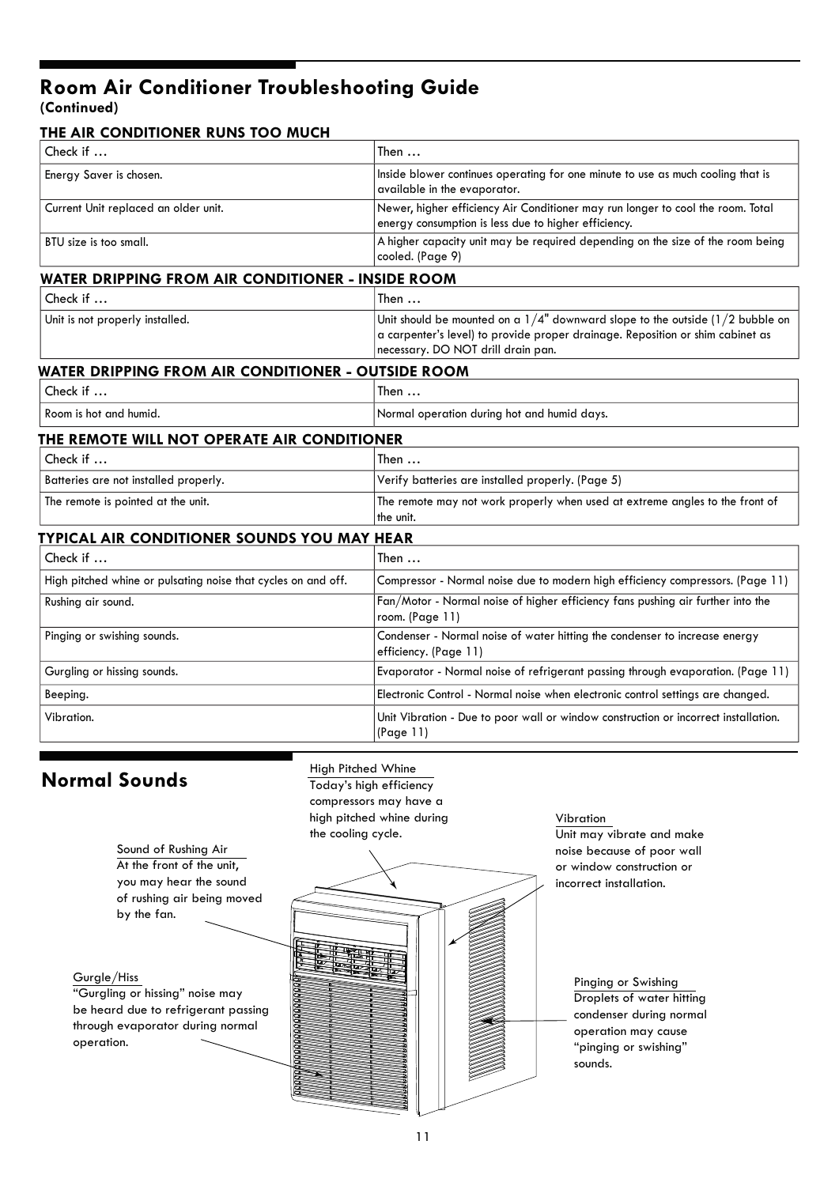# Room Air Conditioner Troubleshooting Guide

**(Continued)**

### THE AIR CONDITIONER RUNS TOO MUCH

| Check if … | Then … |
|---|---|
| Energy Saver is chosen. | Inside blower continues operating for one minute to use as much cooling that is available in the evaporator. |
| Current Unit replaced an older unit. | Newer, higher efficiency Air Conditioner may run longer to cool the room. Total energy consumption is less due to higher efficiency. |
| BTU size is too small. | A higher capacity unit may be required depending on the size of the room being cooled. (Page 9) |

### WATER DRIPPING FROM AIR CONDITIONER - INSIDE ROOM

| Check if … | Then … |
|---|---|
| Unit is not properly installed. | Unit should be mounted on a 1/4" downward slope to the outside (1/2 bubble on a carpenter's level) to provide proper drainage. Reposition or shim cabinet as necessary. DO NOT drill drain pan. |

### WATER DRIPPING FROM AIR CONDITIONER - OUTSIDE ROOM

| Check if … | Then … |
|---|---|
| Room is hot and humid. | Normal operation during hot and humid days. |

### THE REMOTE WILL NOT OPERATE AIR CONDITIONER

| Check if … | Then … |
|---|---|
| Batteries are not installed properly. | Verify batteries are installed properly. (Page 5) |
| The remote is pointed at the unit. | The remote may not work properly when used at extreme angles to the front of the unit. |

### TYPICAL AIR CONDITIONER SOUNDS YOU MAY HEAR

| Check if … | Then … |
|---|---|
| High pitched whine or pulsating noise that cycles on and off. | Compressor - Normal noise due to modern high efficiency compressors. (Page 11) |
| Rushing air sound. | Fan/Motor - Normal noise of higher efficiency fans pushing air further into the room. (Page 11) |
| Pinging or swishing sounds. | Condenser - Normal noise of water hitting the condenser to increase energy efficiency. (Page 11) |
| Gurgling or hissing sounds. | Evaporator - Normal noise of refrigerant passing through evaporation. (Page 11) |
| Beeping. | Electronic Control - Normal noise when electronic control settings are changed. |
| Vibration. | Unit Vibration - Due to poor wall or window construction or incorrect installation. (Page 11) |

# Normal Sounds

**High Pitched Whine**
Today's high efficiency compressors may have a high pitched whine during the cooling cycle.

**Sound of Rushing Air**
At the front of the unit, you may hear the sound of rushing air being moved by the fan.

**Vibration**
Unit may vibrate and make noise because of poor wall or window construction or incorrect installation.

**Gurgle/Hiss**
"Gurgling or hissing" noise may be heard due to refrigerant passing through evaporator during normal operation.

**Pinging or Swishing**
Droplets of water hitting condenser during normal operation may cause "pinging or swishing" sounds.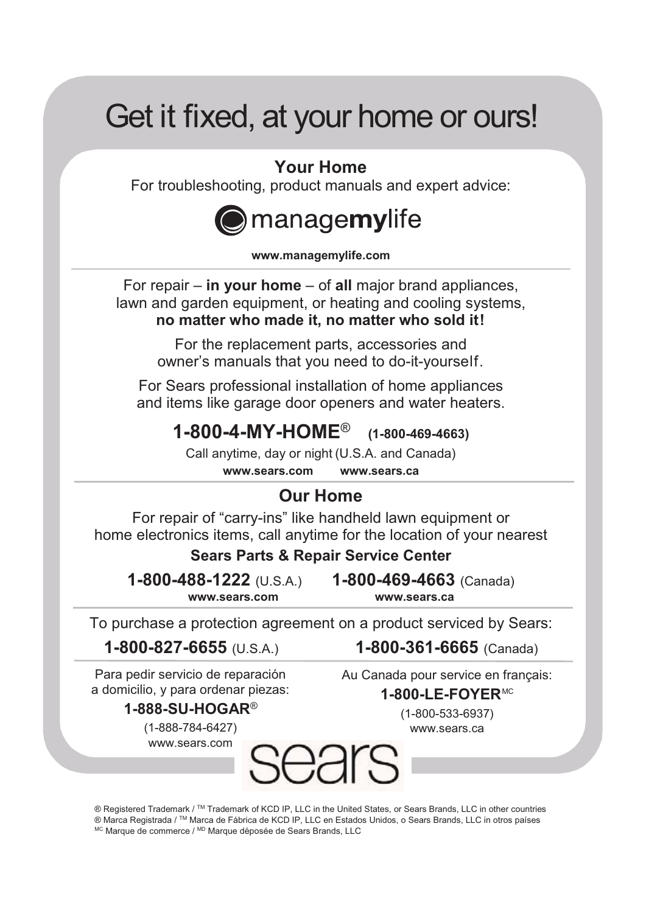# Get it fixed, at your home or ours!

## Your Home

For troubleshooting, product manuals and expert advice:

managemylife

**www.managemylife.com**

For repair – **in your home** – of **all** major brand appliances, lawn and garden equipment, or heating and cooling systems, **no matter who made it, no matter who sold it!**

For the replacement parts, accessories and owner's manuals that you need to do-it-yourself.

For Sears professional installation of home appliances and items like garage door openers and water heaters.

**1-800-4-MY-HOME**® **(1-800-469-4663)**

Call anytime, day or night (U.S.A. and Canada)

**www.sears.com** **www.sears.ca**

## Our Home

For repair of "carry-ins" like handheld lawn equipment or home electronics items, call anytime for the location of your nearest

**Sears Parts & Repair Service Center**

**1-800-488-1222** (U.S.A.)
**www.sears.com**

**1-800-469-4663** (Canada)
**www.sears.ca**

To purchase a protection agreement on a product serviced by Sears:

**1-800-827-6655** (U.S.A.)

**1-800-361-6665** (Canada)

Para pedir servicio de reparación a domicilio, y para ordenar piezas:

**1-888-SU-HOGAR**®

(1-888-784-6427)
www.sears.com

Au Canada pour service en français:

**1-800-LE-FOYER**MC

(1-800-533-6937)
www.sears.ca

sears

® Registered Trademark / TM Trademark of KCD IP, LLC in the United States, or Sears Brands, LLC in other countries
® Marca Registrada / TM Marca de Fábrica de KCD IP, LLC en Estados Unidos, o Sears Brands, LLC in otros países
MC Marque de commerce / MD Marque déposée de Sears Brands, LLC